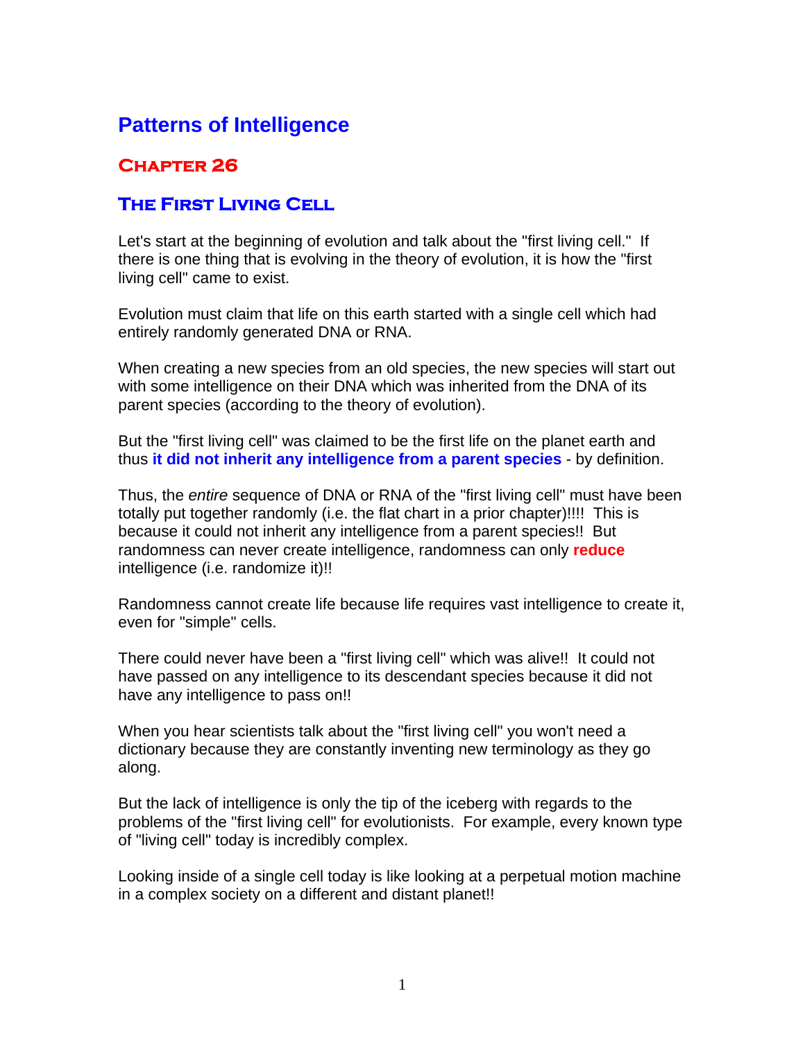# Patterns of Intelligence

## Chapter 26

## The First Living Cell

Let's start at the beginning of evolution and talk about the "first living cell." If there is one thing that is evolving in the theory of evolution, it is how the "first living cell" came to exist.

Evolution must claim that life on this earth started with a single cell which had entirely randomly generated DNA or RNA.

When creating a new species from an old species, the new species will start out with some intelligence on their DNA which was inherited from the DNA of its parent species (according to the theory of evolution).

But the "first living cell" was claimed to be the first life on the planet earth and thus **it did not inherit any intelligence from a parent species** - by definition.

Thus, the *entire* sequence of DNA or RNA of the "first living cell" must have been totally put together randomly (i.e. the flat chart in a prior chapter)!!!! This is because it could not inherit any intelligence from a parent species!! But randomness can never create intelligence, randomness can only **reduce** intelligence (i.e. randomize it)!!

Randomness cannot create life because life requires vast intelligence to create it, even for "simple" cells.

There could never have been a "first living cell" which was alive!! It could not have passed on any intelligence to its descendant species because it did not have any intelligence to pass on!!

When you hear scientists talk about the "first living cell" you won't need a dictionary because they are constantly inventing new terminology as they go along.

But the lack of intelligence is only the tip of the iceberg with regards to the problems of the "first living cell" for evolutionists. For example, every known type of "living cell" today is incredibly complex.

Looking inside of a single cell today is like looking at a perpetual motion machine in a complex society on a different and distant planet!!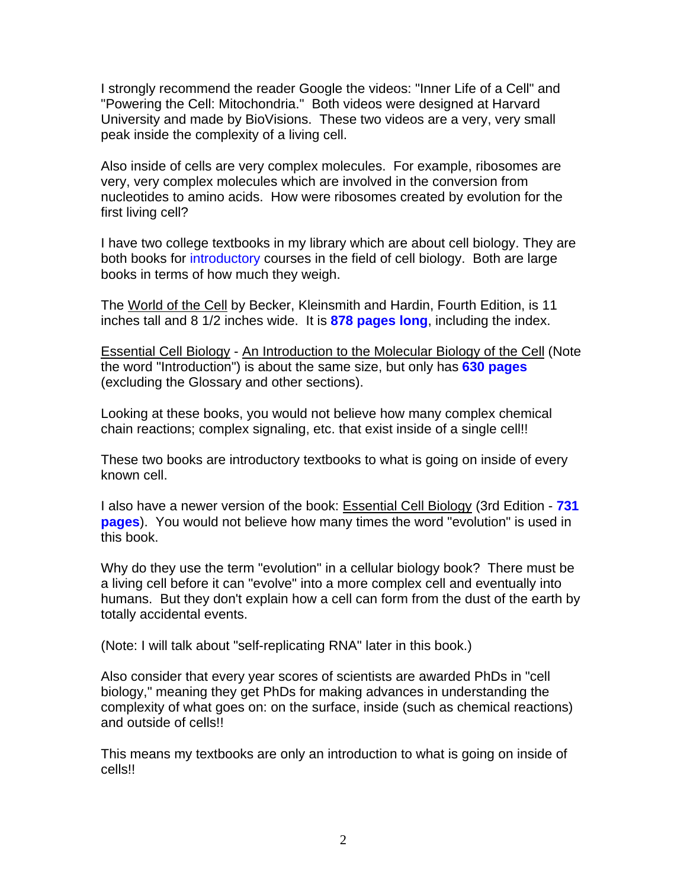I strongly recommend the reader Google the videos: "Inner Life of a Cell" and "Powering the Cell: Mitochondria." Both videos were designed at Harvard University and made by BioVisions. These two videos are a very, very small peak inside the complexity of a living cell.

Also inside of cells are very complex molecules. For example, ribosomes are very, very complex molecules which are involved in the conversion from nucleotides to amino acids. How were ribosomes created by evolution for the first living cell?

I have two college textbooks in my library which are about cell biology. They are both books for introductory courses in the field of cell biology. Both are large books in terms of how much they weigh.

The World of the Cell by Becker, Kleinsmith and Hardin, Fourth Edition, is 11 inches tall and 8 1/2 inches wide. It is **878 pages long**, including the index.

Essential Cell Biology - An Introduction to the Molecular Biology of the Cell (Note the word "Introduction") is about the same size, but only has **630 pages** (excluding the Glossary and other sections).

Looking at these books, you would not believe how many complex chemical chain reactions; complex signaling, etc. that exist inside of a single cell!!

These two books are introductory textbooks to what is going on inside of every known cell.

I also have a newer version of the book: Essential Cell Biology (3rd Edition - **731 pages**). You would not believe how many times the word "evolution" is used in this book.

Why do they use the term "evolution" in a cellular biology book? There must be a living cell before it can "evolve" into a more complex cell and eventually into humans. But they don't explain how a cell can form from the dust of the earth by totally accidental events.

(Note: I will talk about "self-replicating RNA" later in this book.)

Also consider that every year scores of scientists are awarded PhDs in "cell biology," meaning they get PhDs for making advances in understanding the complexity of what goes on: on the surface, inside (such as chemical reactions) and outside of cells!!

This means my textbooks are only an introduction to what is going on inside of cells!!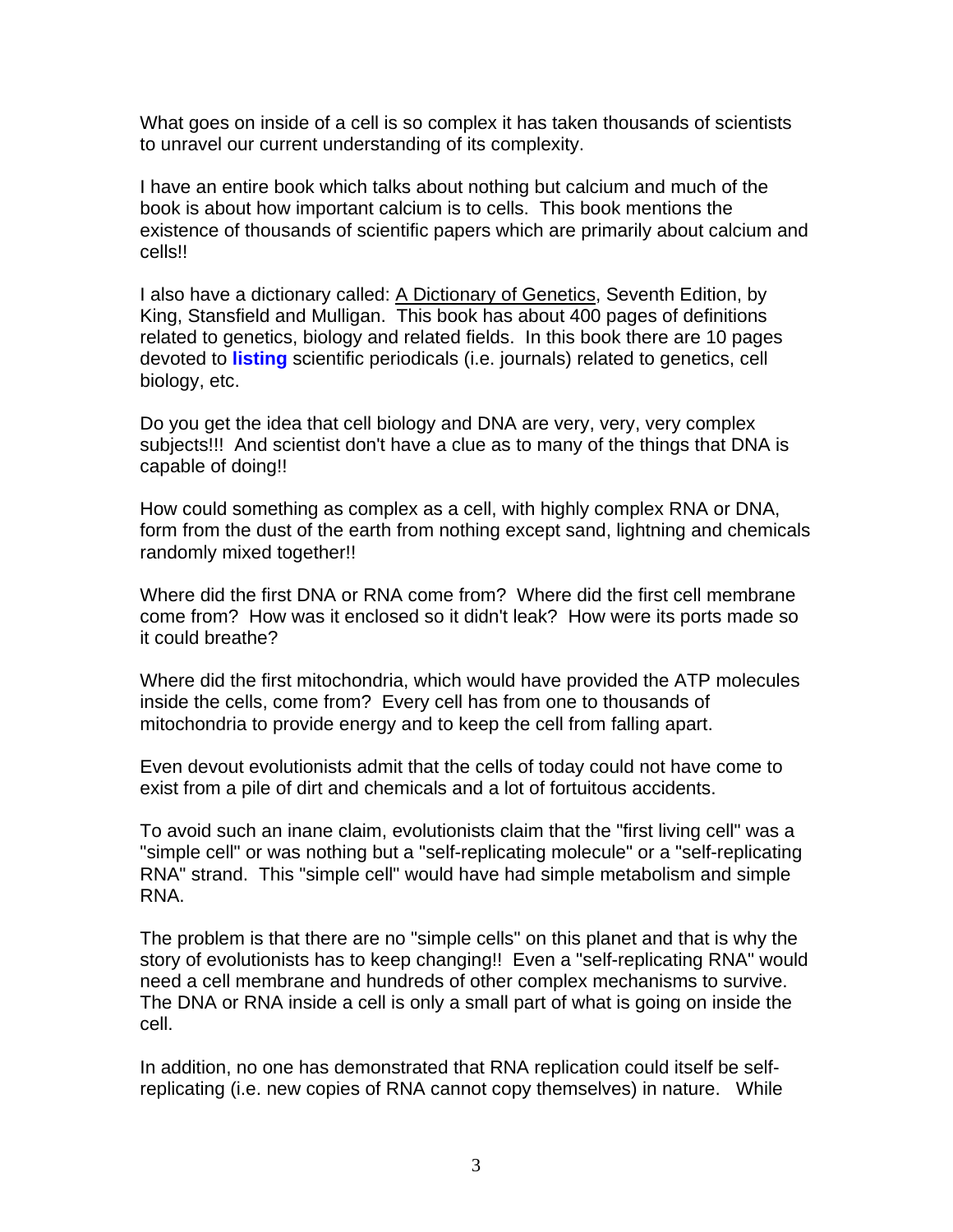What goes on inside of a cell is so complex it has taken thousands of scientists to unravel our current understanding of its complexity.

I have an entire book which talks about nothing but calcium and much of the book is about how important calcium is to cells. This book mentions the existence of thousands of scientific papers which are primarily about calcium and cells!!

I also have a dictionary called: A Dictionary of Genetics, Seventh Edition, by King, Stansfield and Mulligan. This book has about 400 pages of definitions related to genetics, biology and related fields. In this book there are 10 pages devoted to **listing** scientific periodicals (i.e. journals) related to genetics, cell biology, etc.

Do you get the idea that cell biology and DNA are very, very, very complex subjects!!! And scientist don't have a clue as to many of the things that DNA is capable of doing!!

How could something as complex as a cell, with highly complex RNA or DNA, form from the dust of the earth from nothing except sand, lightning and chemicals randomly mixed together!!

Where did the first DNA or RNA come from? Where did the first cell membrane come from? How was it enclosed so it didn't leak? How were its ports made so it could breathe?

Where did the first mitochondria, which would have provided the ATP molecules inside the cells, come from? Every cell has from one to thousands of mitochondria to provide energy and to keep the cell from falling apart.

Even devout evolutionists admit that the cells of today could not have come to exist from a pile of dirt and chemicals and a lot of fortuitous accidents.

To avoid such an inane claim, evolutionists claim that the "first living cell" was a "simple cell" or was nothing but a "self-replicating molecule" or a "self-replicating RNA" strand. This "simple cell" would have had simple metabolism and simple RNA.

The problem is that there are no "simple cells" on this planet and that is why the story of evolutionists has to keep changing!! Even a "self-replicating RNA" would need a cell membrane and hundreds of other complex mechanisms to survive. The DNA or RNA inside a cell is only a small part of what is going on inside the cell.

In addition, no one has demonstrated that RNA replication could itself be self-replicating (i.e. new copies of RNA cannot copy themselves) in nature. While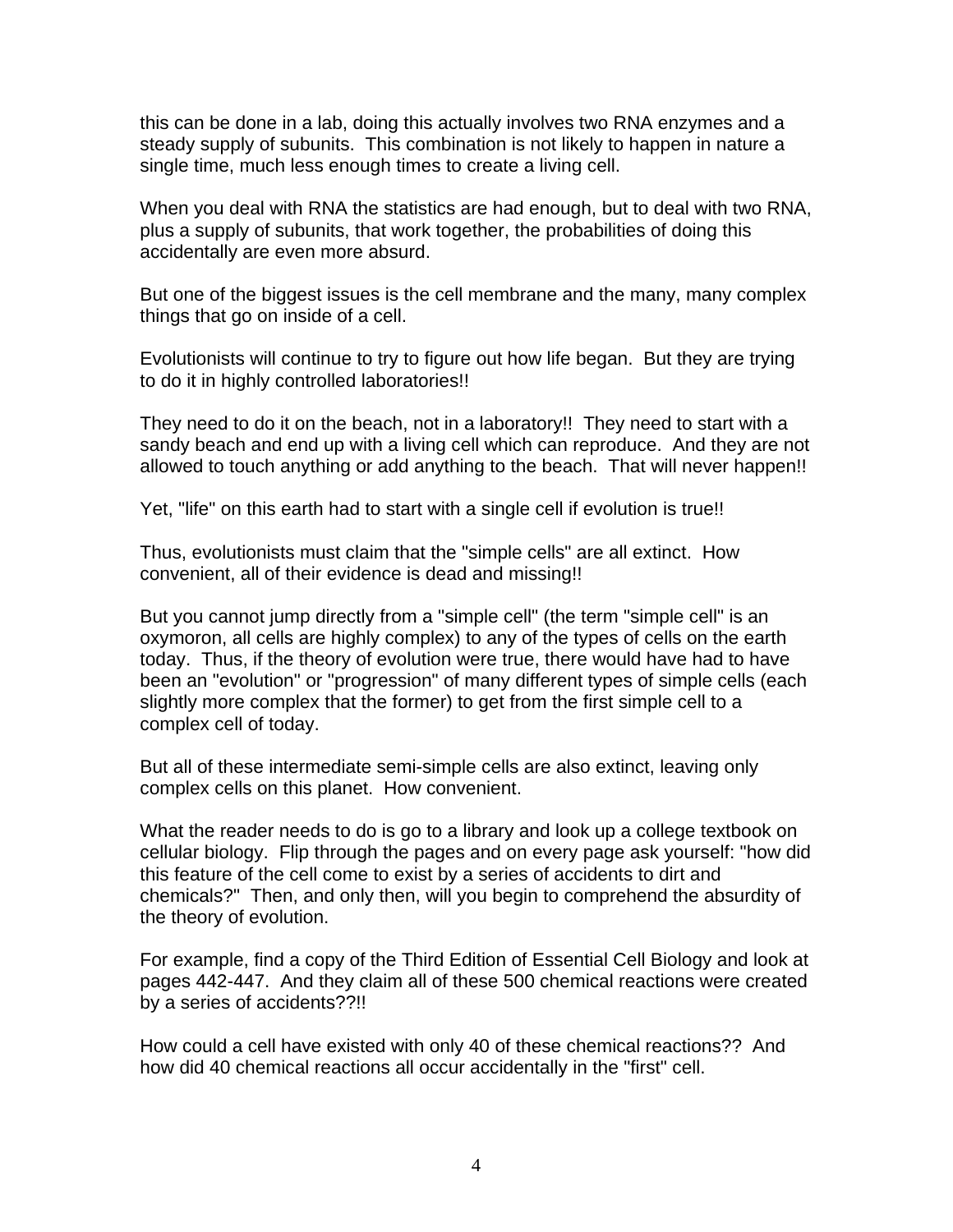this can be done in a lab, doing this actually involves two RNA enzymes and a steady supply of subunits. This combination is not likely to happen in nature a single time, much less enough times to create a living cell.

When you deal with RNA the statistics are had enough, but to deal with two RNA, plus a supply of subunits, that work together, the probabilities of doing this accidentally are even more absurd.

But one of the biggest issues is the cell membrane and the many, many complex things that go on inside of a cell.

Evolutionists will continue to try to figure out how life began. But they are trying to do it in highly controlled laboratories!!

They need to do it on the beach, not in a laboratory!! They need to start with a sandy beach and end up with a living cell which can reproduce. And they are not allowed to touch anything or add anything to the beach. That will never happen!!

Yet, "life" on this earth had to start with a single cell if evolution is true!!

Thus, evolutionists must claim that the "simple cells" are all extinct. How convenient, all of their evidence is dead and missing!!

But you cannot jump directly from a "simple cell" (the term "simple cell" is an oxymoron, all cells are highly complex) to any of the types of cells on the earth today. Thus, if the theory of evolution were true, there would have had to have been an "evolution" or "progression" of many different types of simple cells (each slightly more complex that the former) to get from the first simple cell to a complex cell of today.

But all of these intermediate semi-simple cells are also extinct, leaving only complex cells on this planet. How convenient.

What the reader needs to do is go to a library and look up a college textbook on cellular biology. Flip through the pages and on every page ask yourself: "how did this feature of the cell come to exist by a series of accidents to dirt and chemicals?" Then, and only then, will you begin to comprehend the absurdity of the theory of evolution.

For example, find a copy of the Third Edition of Essential Cell Biology and look at pages 442-447. And they claim all of these 500 chemical reactions were created by a series of accidents??!!

How could a cell have existed with only 40 of these chemical reactions?? And how did 40 chemical reactions all occur accidentally in the "first" cell.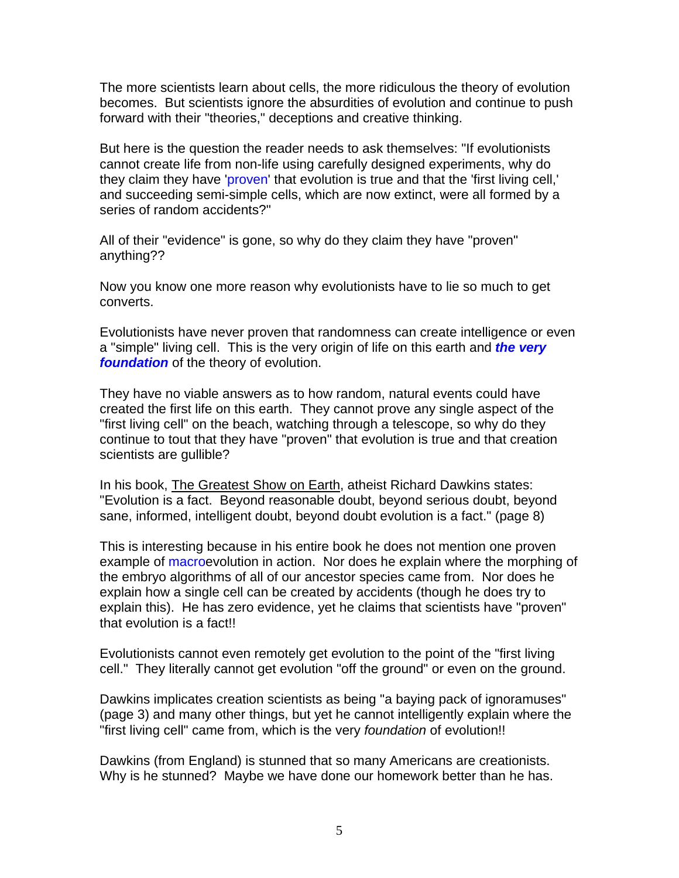The more scientists learn about cells, the more ridiculous the theory of evolution becomes. But scientists ignore the absurdities of evolution and continue to push forward with their "theories," deceptions and creative thinking.

But here is the question the reader needs to ask themselves: "If evolutionists cannot create life from non-life using carefully designed experiments, why do they claim they have 'proven' that evolution is true and that the 'first living cell,' and succeeding semi-simple cells, which are now extinct, were all formed by a series of random accidents?"

All of their "evidence" is gone, so why do they claim they have "proven" anything??

Now you know one more reason why evolutionists have to lie so much to get converts.

Evolutionists have never proven that randomness can create intelligence or even a "simple" living cell. This is the very origin of life on this earth and ***the very foundation*** of the theory of evolution.

They have no viable answers as to how random, natural events could have created the first life on this earth. They cannot prove any single aspect of the "first living cell" on the beach, watching through a telescope, so why do they continue to tout that they have "proven" that evolution is true and that creation scientists are gullible?

In his book, The Greatest Show on Earth, atheist Richard Dawkins states: "Evolution is a fact. Beyond reasonable doubt, beyond serious doubt, beyond sane, informed, intelligent doubt, beyond doubt evolution is a fact." (page 8)

This is interesting because in his entire book he does not mention one proven example of macroevolution in action. Nor does he explain where the morphing of the embryo algorithms of all of our ancestor species came from. Nor does he explain how a single cell can be created by accidents (though he does try to explain this). He has zero evidence, yet he claims that scientists have "proven" that evolution is a fact!!

Evolutionists cannot even remotely get evolution to the point of the "first living cell." They literally cannot get evolution "off the ground" or even on the ground.

Dawkins implicates creation scientists as being "a baying pack of ignoramuses" (page 3) and many other things, but yet he cannot intelligently explain where the "first living cell" came from, which is the very *foundation* of evolution!!

Dawkins (from England) is stunned that so many Americans are creationists. Why is he stunned? Maybe we have done our homework better than he has.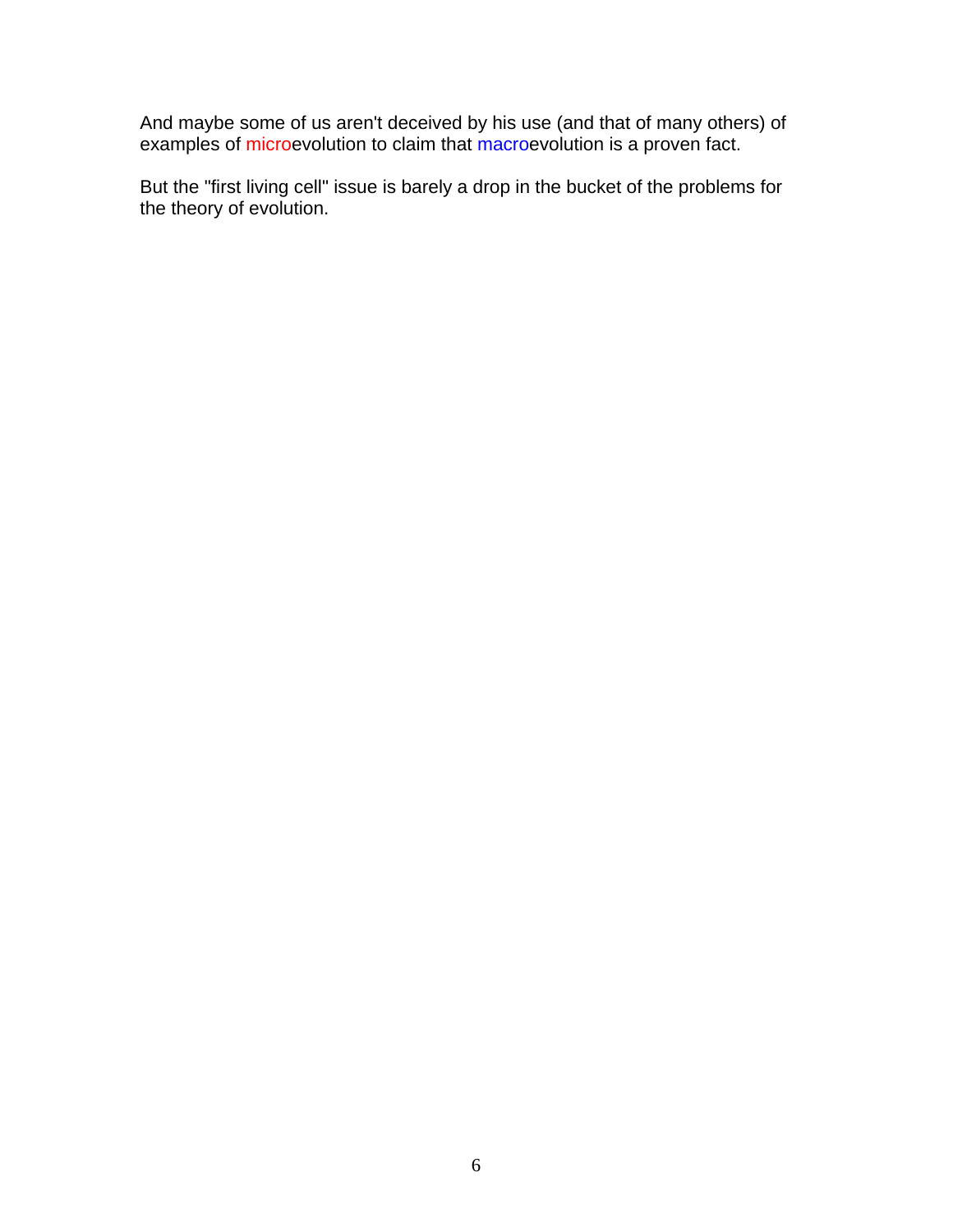And maybe some of us aren't deceived by his use (and that of many others) of examples of microevolution to claim that macroevolution is a proven fact.

But the "first living cell" issue is barely a drop in the bucket of the problems for the theory of evolution.